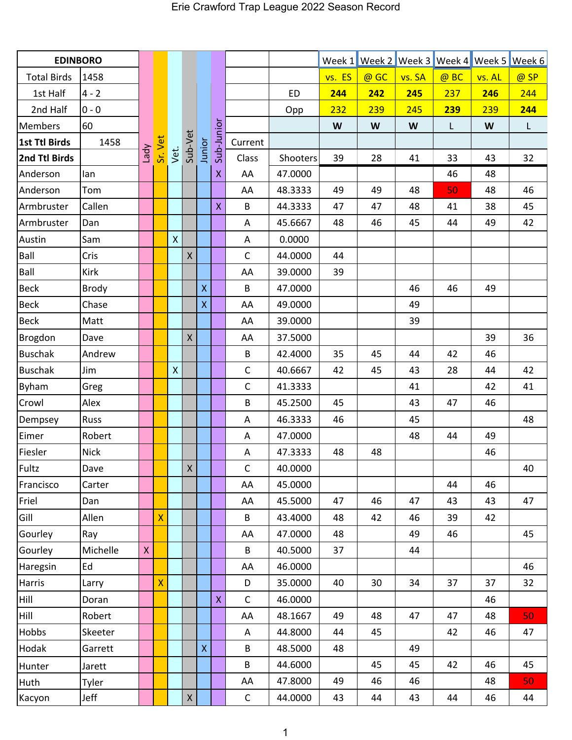# Erie Crawford Trap League 2022 Season Record

| EDINBORO | | Lady | Sr. Vet | Vet. | Sub-Vet | Junior | Sub-Junior | | | Week 1 | Week 2 | Week 3 | Week 4 | Week 5 | Week 6 |
|---|---|---|---|---|---|---|---|---|---|---|---|---|---|---|---|
| Total Birds | 1458 | | | | | | | | | vs. ES | @ GC | vs. SA | @ BC | vs. AL | @ SP |
| 1st Half | 4 - 2 | | | | | | | | ED | **244** | **242** | **245** | 237 | **246** | 244 |
| 2nd Half | 0 - 0 | | | | | | | | Opp | 232 | 239 | 245 | **239** | 239 | **244** |
| Members | 60 | | | | | | | | | **W** | **W** | **W** | L | **W** | L |
| **1st Ttl Birds** | 1458 | | | | | | | Current | | | | | | | |
| **2nd Ttl Birds** | | | | | | | | Class | Shooters | 39 | 28 | 41 | 33 | 43 | 32 |
| Anderson | Ian | | | | | | X | AA | 47.0000 | | | | 46 | 48 | |
| Anderson | Tom | | | | | | | AA | 48.3333 | 49 | 49 | 48 | 50 | 48 | 46 |
| Armbruster | Callen | | | | | | X | B | 44.3333 | 47 | 47 | 48 | 41 | 38 | 45 |
| Armbruster | Dan | | | | | | | A | 45.6667 | 48 | 46 | 45 | 44 | 49 | 42 |
| Austin | Sam | | | X | | | | A | 0.0000 | | | | | | |
| Ball | Cris | | | | X | | | C | 44.0000 | 44 | | | | | |
| Ball | Kirk | | | | | | | AA | 39.0000 | 39 | | | | | |
| Beck | Brody | | | | | X | | B | 47.0000 | | | 46 | 46 | 49 | |
| Beck | Chase | | | | | X | | AA | 49.0000 | | | 49 | | | |
| Beck | Matt | | | | | | | AA | 39.0000 | | | 39 | | | |
| Brogdon | Dave | | | | X | | | AA | 37.5000 | | | | | 39 | 36 |
| Buschak | Andrew | | | | | | | B | 42.4000 | 35 | 45 | 44 | 42 | 46 | |
| Buschak | Jim | | | X | | | | C | 40.6667 | 42 | 45 | 43 | 28 | 44 | 42 |
| Byham | Greg | | | | | | | C | 41.3333 | | | 41 | | 42 | 41 |
| Crowl | Alex | | | | | | | B | 45.2500 | 45 | | 43 | 47 | 46 | |
| Dempsey | Russ | | | | | | | A | 46.3333 | 46 | | 45 | | | 48 |
| Eimer | Robert | | | | | | | A | 47.0000 | | | 48 | 44 | 49 | |
| Fiesler | Nick | | | | | | | A | 47.3333 | 48 | 48 | | | 46 | |
| Fultz | Dave | | | | X | | | C | 40.0000 | | | | | | 40 |
| Francisco | Carter | | | | | | | AA | 45.0000 | | | | 44 | 46 | |
| Friel | Dan | | | | | | | AA | 45.5000 | 47 | 46 | 47 | 43 | 43 | 47 |
| Gill | Allen | | X | | | | | B | 43.4000 | 48 | 42 | 46 | 39 | 42 | |
| Gourley | Ray | | | | | | | AA | 47.0000 | 48 | | 49 | 46 | | 45 |
| Gourley | Michelle | X | | | | | | B | 40.5000 | 37 | | 44 | | | |
| Haregsin | Ed | | | | | | | AA | 46.0000 | | | | | | 46 |
| Harris | Larry | | X | | | | | D | 35.0000 | 40 | 30 | 34 | 37 | 37 | 32 |
| Hill | Doran | | | | | | X | C | 46.0000 | | | | | 46 | |
| Hill | Robert | | | | | | | AA | 48.1667 | 49 | 48 | 47 | 47 | 48 | 50 |
| Hobbs | Skeeter | | | | | | | A | 44.8000 | 44 | 45 | | 42 | 46 | 47 |
| Hodak | Garrett | | | | | X | | B | 48.5000 | 48 | | 49 | | | |
| Hunter | Jarett | | | | | | | B | 44.6000 | | 45 | 45 | 42 | 46 | 45 |
| Huth | Tyler | | | | | | | AA | 47.8000 | 49 | 46 | 46 | | 48 | 50 |
| Kacyon | Jeff | | | | X | | | C | 44.0000 | 43 | 44 | 43 | 44 | 46 | 44 |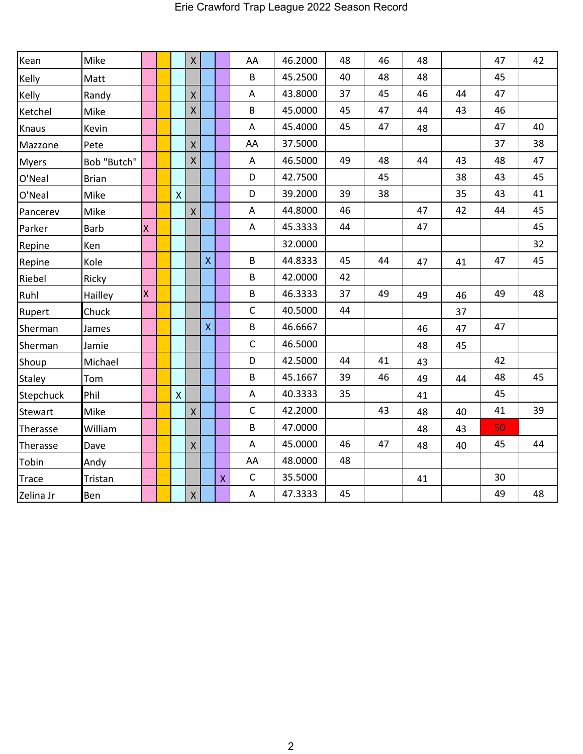| | | | | | | | | | | | | | | | |
|---|---|---|---|---|---|---|---|---|---|---|---|---|---|---|---|
| Kean | Mike | | | | X | | | AA | 46.2000 | 48 | 46 | 48 | | 47 | 42 |
| Kelly | Matt | | | | | | | B | 45.2500 | 40 | 48 | 48 | | 45 | |
| Kelly | Randy | | | | X | | | A | 43.8000 | 37 | 45 | 46 | 44 | 47 | |
| Ketchel | Mike | | | | X | | | B | 45.0000 | 45 | 47 | 44 | 43 | 46 | |
| Knaus | Kevin | | | | | | | A | 45.4000 | 45 | 47 | 48 | | 47 | 40 |
| Mazzone | Pete | | | | X | | | AA | 37.5000 | | | | | 37 | 38 |
| Myers | Bob "Butch" | | | | X | | | A | 46.5000 | 49 | 48 | 44 | 43 | 48 | 47 |
| O'Neal | Brian | | | | | | | D | 42.7500 | | 45 | | 38 | 43 | 45 |
| O'Neal | Mike | | | X | | | | D | 39.2000 | 39 | 38 | | 35 | 43 | 41 |
| Pancerev | Mike | | | | X | | | A | 44.8000 | 46 | | 47 | 42 | 44 | 45 |
| Parker | Barb | X | | | | | | A | 45.3333 | 44 | | 47 | | | 45 |
| Repine | Ken | | | | | | | | 32.0000 | | | | | | 32 |
| Repine | Kole | | | | | X | | B | 44.8333 | 45 | 44 | 47 | 41 | 47 | 45 |
| Riebel | Ricky | | | | | | | B | 42.0000 | 42 | | | | | |
| Ruhl | Hailley | X | | | | | | B | 46.3333 | 37 | 49 | 49 | 46 | 49 | 48 |
| Rupert | Chuck | | | | | | | C | 40.5000 | 44 | | | 37 | | |
| Sherman | James | | | | | X | | B | 46.6667 | | | 46 | 47 | 47 | |
| Sherman | Jamie | | | | | | | C | 46.5000 | | | 48 | 45 | | |
| Shoup | Michael | | | | | | | D | 42.5000 | 44 | 41 | 43 | | 42 | |
| Staley | Tom | | | | | | | B | 45.1667 | 39 | 46 | 49 | 44 | 48 | 45 |
| Stepchuck | Phil | | | X | | | | A | 40.3333 | 35 | | 41 | | 45 | |
| Stewart | Mike | | | | X | | | C | 42.2000 | | 43 | 48 | 40 | 41 | 39 |
| Therasse | William | | | | | | | B | 47.0000 | | | 48 | 43 | 50 | |
| Therasse | Dave | | | | X | | | A | 45.0000 | 46 | 47 | 48 | 40 | 45 | 44 |
| Tobin | Andy | | | | | | | AA | 48.0000 | 48 | | | | | |
| Trace | Tristan | | | | | | X | C | 35.5000 | | | 41 | | 30 | |
| Zelina Jr | Ben | | | | X | | | A | 47.3333 | 45 | | | | 49 | 48 |